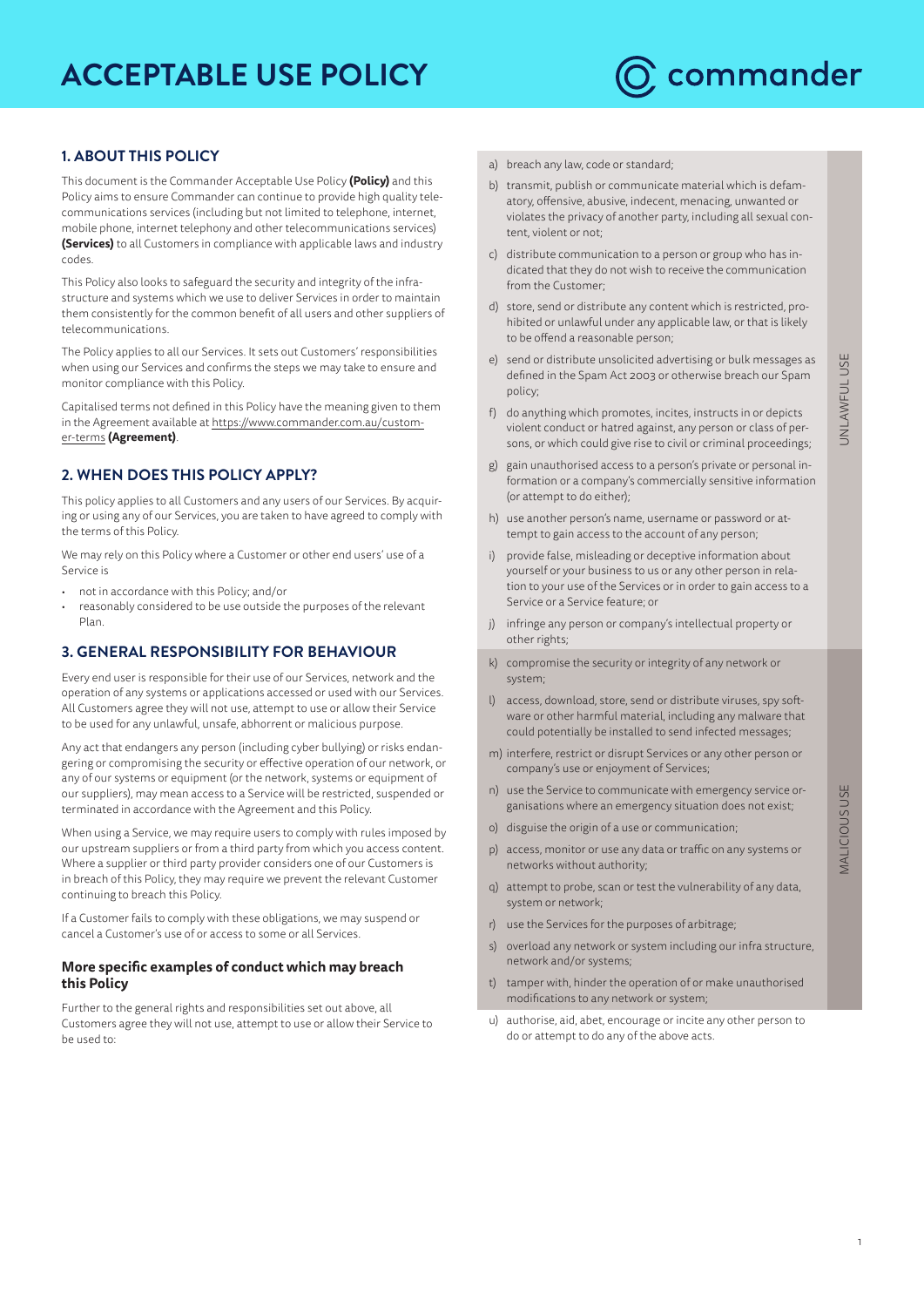# ACCEPTABLE USE POLICY

## 1. ABOUT THIS POLICY

This document is the Commander Acceptable Use Policy **(Policy)** and this Policy aims to ensure Commander can continue to provide high quality telecommunications services (including but not limited to telephone, internet, mobile phone, internet telephony and other telecommunications services) **(Services)** to all Customers in compliance with applicable laws and industry codes.

This Policy also looks to safeguard the security and integrity of the infrastructure and systems which we use to deliver Services in order to maintain them consistently for the common benefit of all users and other suppliers of telecommunications.

The Policy applies to all our Services. It sets out Customers' responsibilities when using our Services and confirms the steps we may take to ensure and monitor compliance with this Policy.

Capitalised terms not defined in this Policy have the meaning given to them in the Agreement available at https://www.commander.com.au/customer-terms **(Agreement)**.

## 2. WHEN DOES THIS POLICY APPLY?

This policy applies to all Customers and any users of our Services. By acquiring or using any of our Services, you are taken to have agreed to comply with the terms of this Policy.

We may rely on this Policy where a Customer or other end users' use of a Service is

- not in accordance with this Policy; and/or
- reasonably considered to be use outside the purposes of the relevant Plan.

## 3. GENERAL RESPONSIBILITY FOR BEHAVIOUR

Every end user is responsible for their use of our Services, network and the operation of any systems or applications accessed or used with our Services. All Customers agree they will not use, attempt to use or allow their Service to be used for any unlawful, unsafe, abhorrent or malicious purpose.

Any act that endangers any person (including cyber bullying) or risks endangering or compromising the security or effective operation of our network, or any of our systems or equipment (or the network, systems or equipment of our suppliers), may mean access to a Service will be restricted, suspended or terminated in accordance with the Agreement and this Policy.

When using a Service, we may require users to comply with rules imposed by our upstream suppliers or from a third party from which you access content. Where a supplier or third party provider considers one of our Customers is in breach of this Policy, they may require we prevent the relevant Customer continuing to breach this Policy.

If a Customer fails to comply with these obligations, we may suspend or cancel a Customer's use of or access to some or all Services.

### More specific examples of conduct which may breach this Policy

Further to the general rights and responsibilities set out above, all Customers agree they will not use, attempt to use or allow their Service to be used to:

**UNLAWFUL USE**

a) breach any law, code or standard;

b) transmit, publish or communicate material which is defamatory, offensive, abusive, indecent, menacing, unwanted or violates the privacy of another party, including all sexual content, violent or not;

c) distribute communication to a person or group who has indicated that they do not wish to receive the communication from the Customer;

d) store, send or distribute any content which is restricted, prohibited or unlawful under any applicable law, or that is likely to be offend a reasonable person;

e) send or distribute unsolicited advertising or bulk messages as defined in the Spam Act 2003 or otherwise breach our Spam policy;

f) do anything which promotes, incites, instructs in or depicts violent conduct or hatred against, any person or class of persons, or which could give rise to civil or criminal proceedings;

g) gain unauthorised access to a person's private or personal information or a company's commercially sensitive information (or attempt to do either);

h) use another person's name, username or password or attempt to gain access to the account of any person;

i) provide false, misleading or deceptive information about yourself or your business to us or any other person in relation to your use of the Services or in order to gain access to a Service or a Service feature; or

j) infringe any person or company's intellectual property or other rights;

**MALICIOUS USE**

k) compromise the security or integrity of any network or system;

l) access, download, store, send or distribute viruses, spy software or other harmful material, including any malware that could potentially be installed to send infected messages;

m) interfere, restrict or disrupt Services or any other person or company's use or enjoyment of Services;

n) use the Service to communicate with emergency service organisations where an emergency situation does not exist;

o) disguise the origin of a use or communication;

p) access, monitor or use any data or traffic on any systems or networks without authority;

q) attempt to probe, scan or test the vulnerability of any data, system or network;

r) use the Services for the purposes of arbitrage;

s) overload any network or system including our infra structure, network and/or systems;

t) tamper with, hinder the operation of or make unauthorised modifications to any network or system;

u) authorise, aid, abet, encourage or incite any other person to do or attempt to do any of the above acts.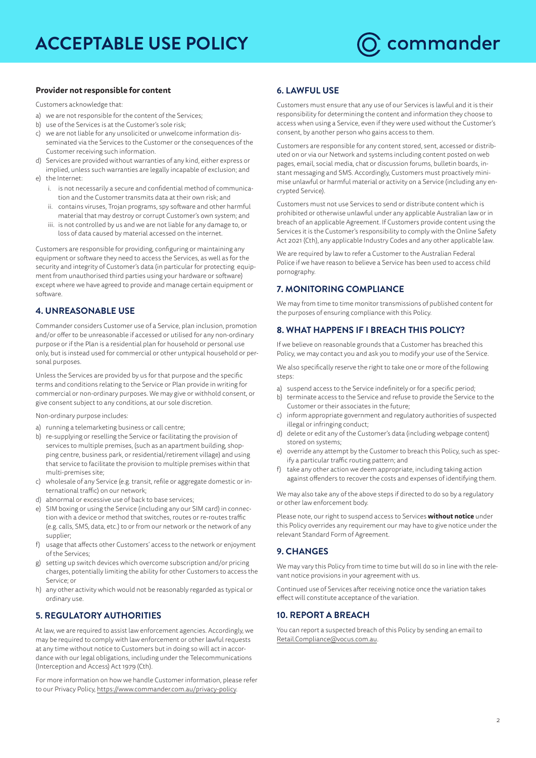### Provider not responsible for content

Customers acknowledge that:

a) we are not responsible for the content of the Services;
b) use of the Services is at the Customer's sole risk;
c) we are not liable for any unsolicited or unwelcome information disseminated via the Services to the Customer or the consequences of the Customer receiving such information.
d) Services are provided without warranties of any kind, either express or implied, unless such warranties are legally incapable of exclusion; and
e) the Internet:
   i. is not necessarily a secure and confidential method of communication and the Customer transmits data at their own risk; and
   ii. contains viruses, Trojan programs, spy software and other harmful material that may destroy or corrupt Customer's own system; and
   iii. is not controlled by us and we are not liable for any damage to, or loss of data caused by material accessed on the internet.

Customers are responsible for providing, configuring or maintaining any equipment or software they need to access the Services, as well as for the security and integrity of Customer's data (in particular for protecting equipment from unauthorised third parties using your hardware or software) except where we have agreed to provide and manage certain equipment or software.

## 4. UNREASONABLE USE

Commander considers Customer use of a Service, plan inclusion, promotion and/or offer to be unreasonable if accessed or utilised for any non-ordinary purpose or if the Plan is a residential plan for household or personal use only, but is instead used for commercial or other untypical household or personal purposes.

Unless the Services are provided by us for that purpose and the specific terms and conditions relating to the Service or Plan provide in writing for commercial or non-ordinary purposes. We may give or withhold consent, or give consent subject to any conditions, at our sole discretion.

Non-ordinary purpose includes:

a) running a telemarketing business or call centre;
b) re-supplying or reselling the Service or facilitating the provision of services to multiple premises, (such as an apartment building, shopping centre, business park, or residential/retirement village) and using that service to facilitate the provision to multiple premises within that multi-premises site;
c) wholesale of any Service (e.g. transit, refile or aggregate domestic or international traffic) on our network;
d) abnormal or excessive use of back to base services;
e) SIM boxing or using the Service (including any our SIM card) in connection with a device or method that switches, routes or re-routes traffic (e.g. calls, SMS, data, etc.) to or from our network or the network of any supplier;
f) usage that affects other Customers' access to the network or enjoyment of the Services;
g) setting up switch devices which overcome subscription and/or pricing charges, potentially limiting the ability for other Customers to access the Service; or
h) any other activity which would not be reasonably regarded as typical or ordinary use.

## 5. REGULATORY AUTHORITIES

At law, we are required to assist law enforcement agencies. Accordingly, we may be required to comply with law enforcement or other lawful requests at any time without notice to Customers but in doing so will act in accordance with our legal obligations, including under the Telecommunications (Interception and Access) Act 1979 (Cth).

For more information on how we handle Customer information, please refer to our Privacy Policy, https://www.commander.com.au/privacy-policy.

## 6. LAWFUL USE

Customers must ensure that any use of our Services is lawful and it is their responsibility for determining the content and information they choose to access when using a Service, even if they were used without the Customer's consent, by another person who gains access to them.

Customers are responsible for any content stored, sent, accessed or distributed on or via our Network and systems including content posted on web pages, email, social media, chat or discussion forums, bulletin boards, instant messaging and SMS. Accordingly, Customers must proactively minimise unlawful or harmful material or activity on a Service (including any encrypted Service).

Customers must not use Services to send or distribute content which is prohibited or otherwise unlawful under any applicable Australian law or in breach of an applicable Agreement. If Customers provide content using the Services it is the Customer's responsibility to comply with the Online Safety Act 2021 (Cth), any applicable Industry Codes and any other applicable law.

We are required by law to refer a Customer to the Australian Federal Police if we have reason to believe a Service has been used to access child pornography.

## 7. MONITORING COMPLIANCE

We may from time to time monitor transmissions of published content for the purposes of ensuring compliance with this Policy.

## 8. WHAT HAPPENS IF I BREACH THIS POLICY?

If we believe on reasonable grounds that a Customer has breached this Policy, we may contact you and ask you to modify your use of the Service.

We also specifically reserve the right to take one or more of the following steps:

a) suspend access to the Service indefinitely or for a specific period;
b) terminate access to the Service and refuse to provide the Service to the Customer or their associates in the future;
c) inform appropriate government and regulatory authorities of suspected illegal or infringing conduct;
d) delete or edit any of the Customer's data (including webpage content) stored on systems;
e) override any attempt by the Customer to breach this Policy, such as specify a particular traffic routing pattern; and
f) take any other action we deem appropriate, including taking action against offenders to recover the costs and expenses of identifying them.

We may also take any of the above steps if directed to do so by a regulatory or other law enforcement body.

Please note, our right to suspend access to Services **without notice** under this Policy overrides any requirement our may have to give notice under the relevant Standard Form of Agreement.

## 9. CHANGES

We may vary this Policy from time to time but will do so in line with the relevant notice provisions in your agreement with us.

Continued use of Services after receiving notice once the variation takes effect will constitute acceptance of the variation.

## 10. REPORT A BREACH

You can report a suspected breach of this Policy by sending an email to Retail.Compliance@vocus.com.au.